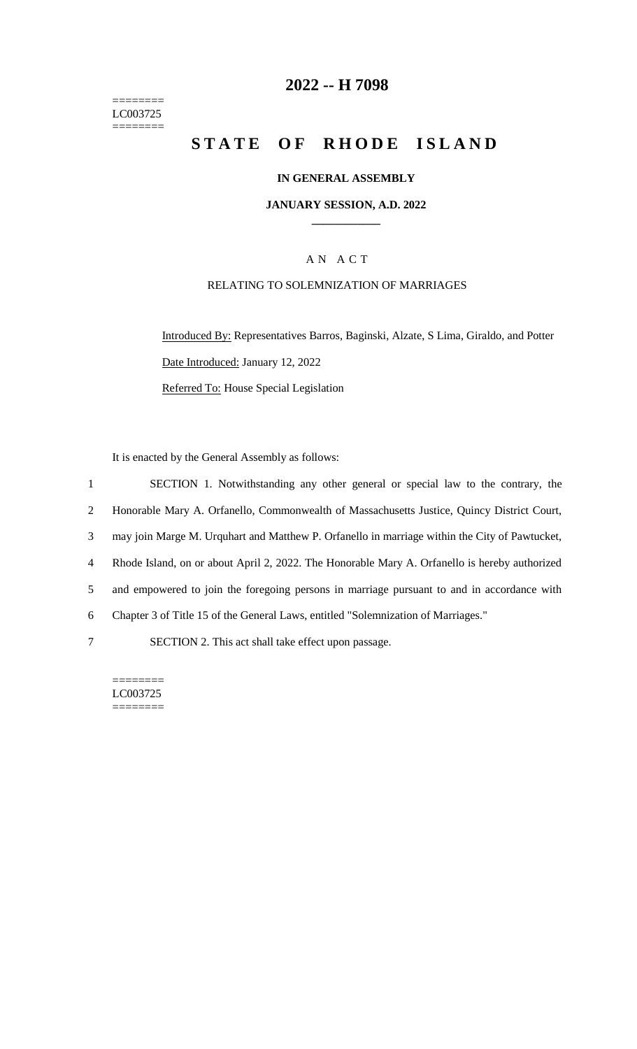========
LC003725
========

# 2022 -- H 7098

# S T A T E O F R H O D E I S L A N D

**IN GENERAL ASSEMBLY**

**JANUARY SESSION, A.D. 2022**

\_\_\_\_\_\_\_\_\_\_\_\_

A N A C T

RELATING TO SOLEMNIZATION OF MARRIAGES

Introduced By: Representatives Barros, Baginski, Alzate, S Lima, Giraldo, and Potter

Date Introduced: January 12, 2022

Referred To: House Special Legislation

It is enacted by the General Assembly as follows:

1 SECTION 1. Notwithstanding any other general or special law to the contrary, the
2 Honorable Mary A. Orfanello, Commonwealth of Massachusetts Justice, Quincy District Court,
3 may join Marge M. Urquhart and Matthew P. Orfanello in marriage within the City of Pawtucket,
4 Rhode Island, on or about April 2, 2022. The Honorable Mary A. Orfanello is hereby authorized
5 and empowered to join the foregoing persons in marriage pursuant to and in accordance with
6 Chapter 3 of Title 15 of the General Laws, entitled "Solemnization of Marriages."
7 SECTION 2. This act shall take effect upon passage.

========
LC003725
========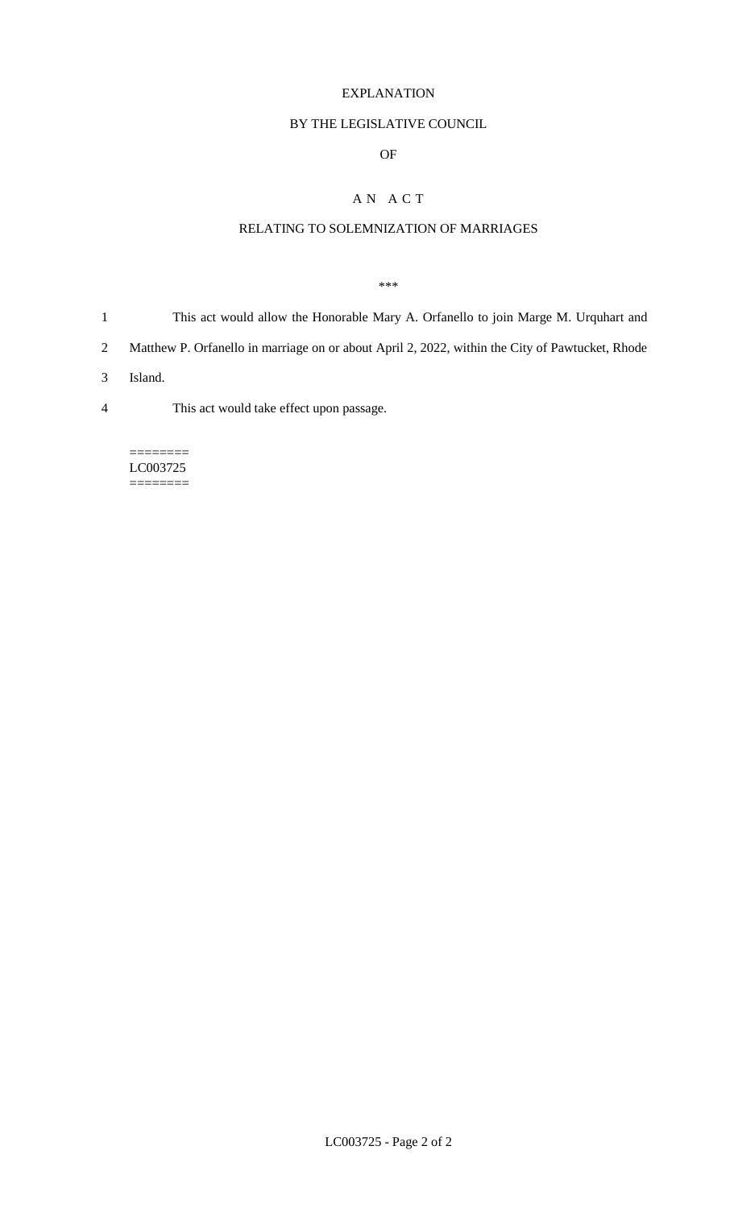EXPLANATION

BY THE LEGISLATIVE COUNCIL

OF

A N A C T

RELATING TO SOLEMNIZATION OF MARRIAGES

\*\*\*

1 This act would allow the Honorable Mary A. Orfanello to join Marge M. Urquhart and
2 Matthew P. Orfanello in marriage on or about April 2, 2022, within the City of Pawtucket, Rhode
3 Island.

4 This act would take effect upon passage.

========
LC003725
========